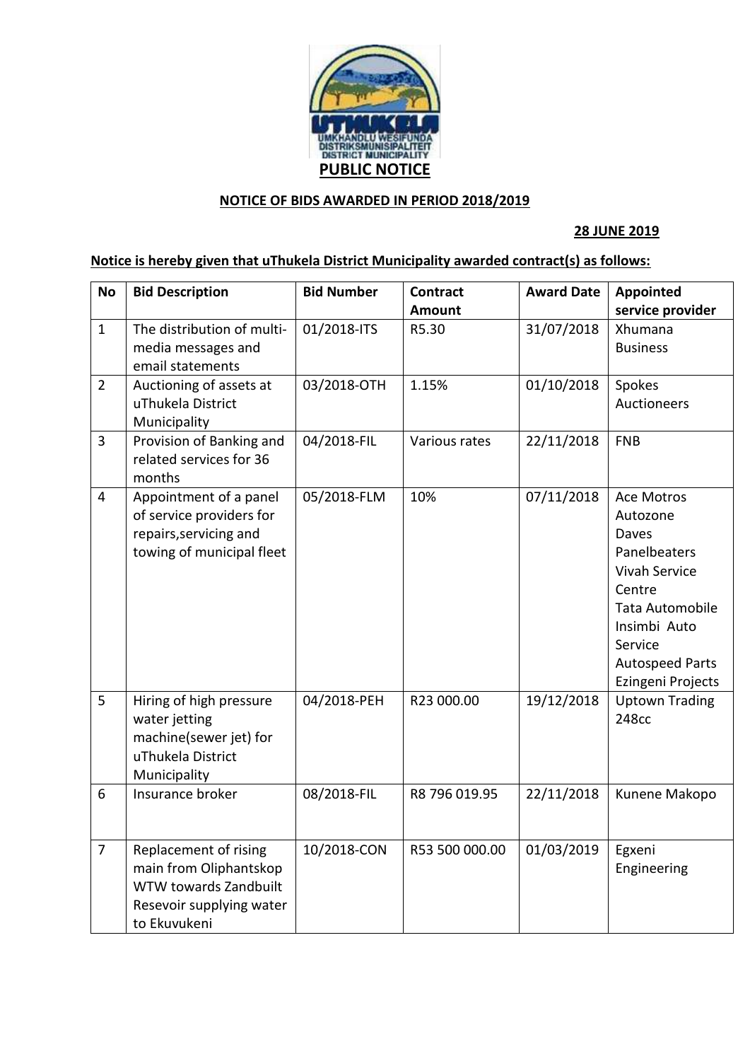# PUBLIC NOTICE

## NOTICE OF BIDS AWARDED IN PERIOD 2018/2019

**28 JUNE 2019**

**Notice is hereby given that uThukela District Municipality awarded contract(s) as follows:**

| No | Bid Description | Bid Number | Contract Amount | Award Date | Appointed service provider |
|---|---|---|---|---|---|
| 1 | The distribution of multi-media messages and email statements | 01/2018-ITS | R5.30 | 31/07/2018 | Xhumana Business |
| 2 | Auctioning of assets at uThukela District Municipality | 03/2018-OTH | 1.15% | 01/10/2018 | Spokes Auctioneers |
| 3 | Provision of Banking and related services for 36 months | 04/2018-FIL | Various rates | 22/11/2018 | FNB |
| 4 | Appointment of a panel of service providers for repairs,servicing and towing of municipal fleet | 05/2018-FLM | 10% | 07/11/2018 | Ace Motros<br>Autozone<br>Daves Panelbeaters<br>Vivah Service Centre<br>Tata Automobile<br>Insimbi Auto Service<br>Autospeed Parts<br>Ezingeni Projects |
| 5 | Hiring of high pressure water jetting machine(sewer jet) for uThukela District Municipality | 04/2018-PEH | R23 000.00 | 19/12/2018 | Uptown Trading 248cc |
| 6 | Insurance broker | 08/2018-FIL | R8 796 019.95 | 22/11/2018 | Kunene Makopo |
| 7 | Replacement of rising main from Oliphantskop WTW towards Zandbuilt Resevoir supplying water to Ekuvukeni | 10/2018-CON | R53 500 000.00 | 01/03/2019 | Egxeni Engineering |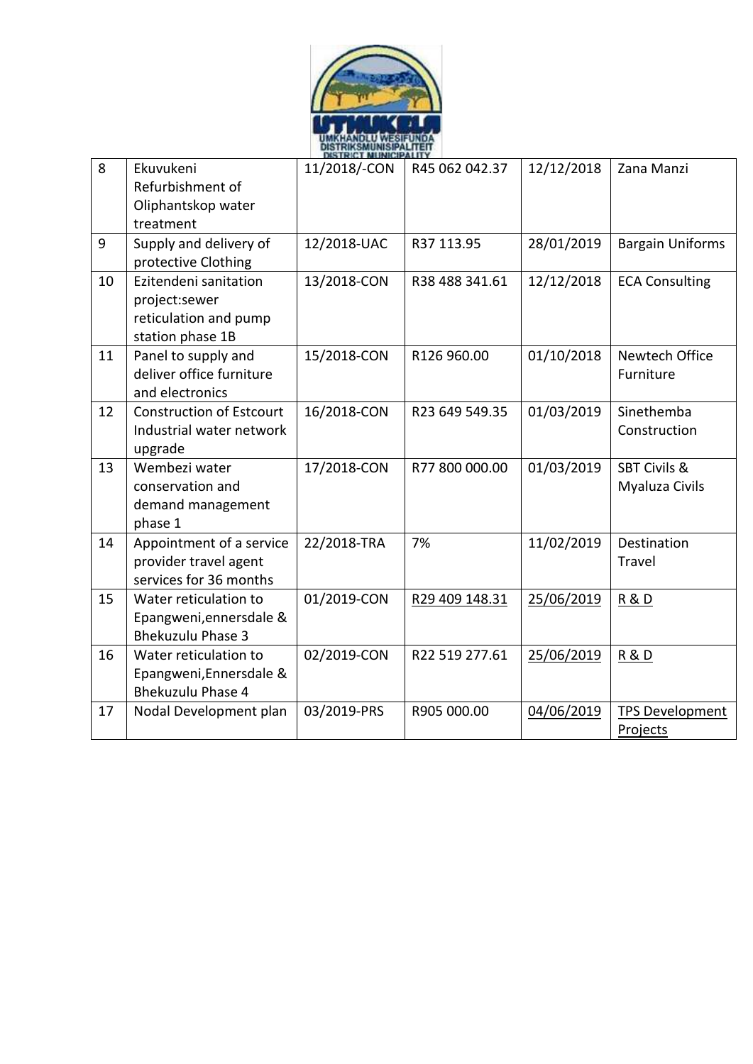| | | | | | |
|---|---|---|---|---|---|
| 8 | Ekuvukeni Refurbishment of Oliphantskop water treatment | 11/2018/-CON | R45 062 042.37 | 12/12/2018 | Zana Manzi |
| 9 | Supply and delivery of protective Clothing | 12/2018-UAC | R37 113.95 | 28/01/2019 | Bargain Uniforms |
| 10 | Ezitendeni sanitation project:sewer reticulation and pump station phase 1B | 13/2018-CON | R38 488 341.61 | 12/12/2018 | ECA Consulting |
| 11 | Panel to supply and deliver office furniture and electronics | 15/2018-CON | R126 960.00 | 01/10/2018 | Newtech Office Furniture |
| 12 | Construction of Estcourt Industrial water network upgrade | 16/2018-CON | R23 649 549.35 | 01/03/2019 | Sinethemba Construction |
| 13 | Wembezi water conservation and demand management phase 1 | 17/2018-CON | R77 800 000.00 | 01/03/2019 | SBT Civils & Myaluza Civils |
| 14 | Appointment of a service provider travel agent services for 36 months | 22/2018-TRA | 7% | 11/02/2019 | Destination Travel |
| 15 | Water reticulation to Epangweni,ennersdale & Bhekuzulu Phase 3 | 01/2019-CON | R29 409 148.31 | 25/06/2019 | R & D |
| 16 | Water reticulation to Epangweni,Ennersdale & Bhekuzulu Phase 4 | 02/2019-CON | R22 519 277.61 | 25/06/2019 | R & D |
| 17 | Nodal Development plan | 03/2019-PRS | R905 000.00 | 04/06/2019 | TPS Development Projects |